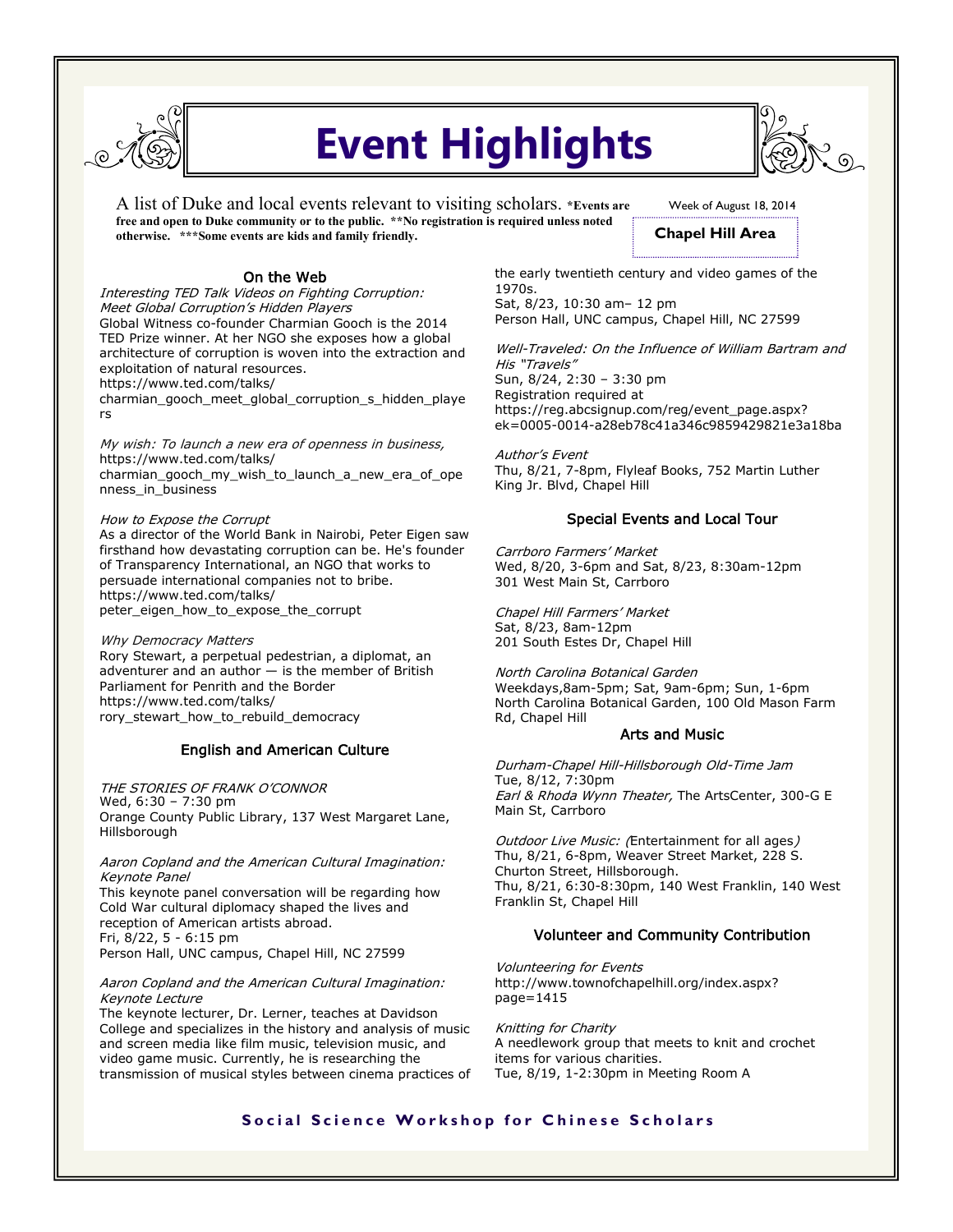# Event Highlights

A list of Duke and local events relevant to visiting scholars. ***Events are free and open to Duke community or to the public. **No registration is required unless noted otherwise. ***Some events are kids and family friendly.**

Week of August 18, 2014

**Chapel Hill Area**

## On the Web

*Interesting TED Talk Videos on Fighting Corruption: Meet Global Corruption's Hidden Players*
Global Witness co-founder Charmian Gooch is the 2014 TED Prize winner. At her NGO she exposes how a global architecture of corruption is woven into the extraction and exploitation of natural resources.
https://www.ted.com/talks/charmian_gooch_meet_global_corruption_s_hidden_players

*My wish: To launch a new era of openness in business,*
https://www.ted.com/talks/charmian_gooch_my_wish_to_launch_a_new_era_of_openness_in_business

*How to Expose the Corrupt*
As a director of the World Bank in Nairobi, Peter Eigen saw firsthand how devastating corruption can be. He's founder of Transparency International, an NGO that works to persuade international companies not to bribe.
https://www.ted.com/talks/peter_eigen_how_to_expose_the_corrupt

*Why Democracy Matters*
Rory Stewart, a perpetual pedestrian, a diplomat, an adventurer and an author — is the member of British Parliament for Penrith and the Border
https://www.ted.com/talks/rory_stewart_how_to_rebuild_democracy

## English and American Culture

*THE STORIES OF FRANK O'CONNOR*
Wed, 6:30 – 7:30 pm
Orange County Public Library, 137 West Margaret Lane, Hillsborough

*Aaron Copland and the American Cultural Imagination: Keynote Panel*
This keynote panel conversation will be regarding how Cold War cultural diplomacy shaped the lives and reception of American artists abroad.
Fri, 8/22, 5 - 6:15 pm
Person Hall, UNC campus, Chapel Hill, NC 27599

*Aaron Copland and the American Cultural Imagination: Keynote Lecture*
The keynote lecturer, Dr. Lerner, teaches at Davidson College and specializes in the history and analysis of music and screen media like film music, television music, and video game music. Currently, he is researching the transmission of musical styles between cinema practices of the early twentieth century and video games of the 1970s.
Sat, 8/23, 10:30 am– 12 pm
Person Hall, UNC campus, Chapel Hill, NC 27599

*Well-Traveled: On the Influence of William Bartram and His "Travels"*
Sun, 8/24, 2:30 – 3:30 pm
Registration required at https://reg.abcsignup.com/reg/event_page.aspx?ek=0005-0014-a28eb78c41a346c9859429821e3a18ba

*Author's Event*
Thu, 8/21, 7-8pm, Flyleaf Books, 752 Martin Luther King Jr. Blvd, Chapel Hill

## Special Events and Local Tour

*Carrboro Farmers' Market*
Wed, 8/20, 3-6pm and Sat, 8/23, 8:30am-12pm
301 West Main St, Carrboro

*Chapel Hill Farmers' Market*
Sat, 8/23, 8am-12pm
201 South Estes Dr, Chapel Hill

*North Carolina Botanical Garden*
Weekdays,8am-5pm; Sat, 9am-6pm; Sun, 1-6pm
North Carolina Botanical Garden, 100 Old Mason Farm Rd, Chapel Hill

## Arts and Music

*Durham-Chapel Hill-Hillsborough Old-Time Jam*
Tue, 8/12, 7:30pm
*Earl & Rhoda Wynn Theater,* The ArtsCenter, 300-G E Main St, Carrboro

*Outdoor Live Music: (*Entertainment for all ages*)*
Thu, 8/21, 6-8pm, Weaver Street Market, 228 S. Churton Street, Hillsborough.
Thu, 8/21, 6:30-8:30pm, 140 West Franklin, 140 West Franklin St, Chapel Hill

## Volunteer and Community Contribution

*Volunteering for Events*
http://www.townofchapelhill.org/index.aspx?page=1415

*Knitting for Charity*
A needlework group that meets to knit and crochet items for various charities.
Tue, 8/19, 1-2:30pm in Meeting Room A

**Social Science Workshop for Chinese Scholars**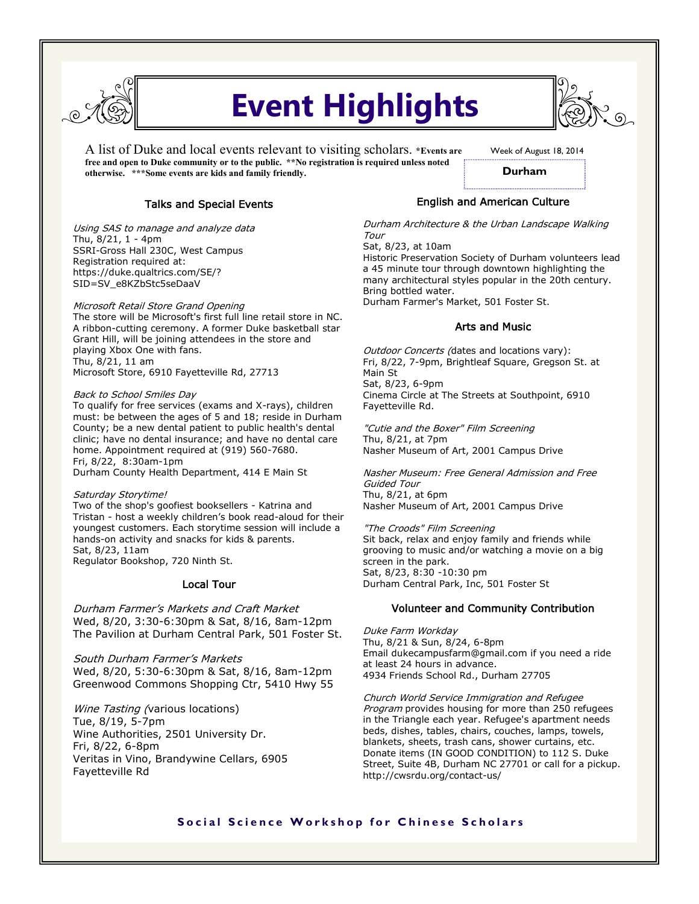# Event Highlights

A list of Duke and local events relevant to visiting scholars. ***Events are free and open to Duke community or to the public. **No registration is required unless noted otherwise. ***Some events are kids and family friendly.**

Week of August 18, 2014

**Durham**

## Talks and Special Events

*Using SAS to manage and analyze data*
Thu, 8/21, 1 - 4pm
SSRI-Gross Hall 230C, West Campus
Registration required at:
https://duke.qualtrics.com/SE/?SID=SV_e8KZbStc5seDaaV

*Microsoft Retail Store Grand Opening*
The store will be Microsoft's first full line retail store in NC. A ribbon-cutting ceremony. A former Duke basketball star Grant Hill, will be joining attendees in the store and playing Xbox One with fans.
Thu, 8/21, 11 am
Microsoft Store, 6910 Fayetteville Rd, 27713

*Back to School Smiles Day*
To qualify for free services (exams and X-rays), children must: be between the ages of 5 and 18; reside in Durham County; be a new dental patient to public health's dental clinic; have no dental insurance; and have no dental care home. Appointment required at (919) 560-7680.
Fri, 8/22, 8:30am-1pm
Durham County Health Department, 414 E Main St

*Saturday Storytime!*
Two of the shop's goofiest booksellers - Katrina and Tristan - host a weekly children's book read-aloud for their youngest customers. Each storytime session will include a hands-on activity and snacks for kids & parents.
Sat, 8/23, 11am
Regulator Bookshop, 720 Ninth St.

## Local Tour

*Durham Farmer's Markets and Craft Market*
Wed, 8/20, 3:30-6:30pm & Sat, 8/16, 8am-12pm
The Pavilion at Durham Central Park, 501 Foster St.

*South Durham Farmer's Markets*
Wed, 8/20, 5:30-6:30pm & Sat, 8/16, 8am-12pm
Greenwood Commons Shopping Ctr, 5410 Hwy 55

*Wine Tasting (*various locations)
Tue, 8/19, 5-7pm
Wine Authorities, 2501 University Dr.
Fri, 8/22, 6-8pm
Veritas in Vino, Brandywine Cellars, 6905 Fayetteville Rd

## English and American Culture

*Durham Architecture & the Urban Landscape Walking Tour*
Sat, 8/23, at 10am
Historic Preservation Society of Durham volunteers lead a 45 minute tour through downtown highlighting the many architectural styles popular in the 20th century. Bring bottled water.
Durham Farmer's Market, 501 Foster St.

## Arts and Music

*Outdoor Concerts (*dates and locations vary):
Fri, 8/22, 7-9pm, Brightleaf Square, Gregson St. at Main St
Sat, 8/23, 6-9pm
Cinema Circle at The Streets at Southpoint, 6910 Fayetteville Rd.

*"Cutie and the Boxer" Film Screening*
Thu, 8/21, at 7pm
Nasher Museum of Art, 2001 Campus Drive

*Nasher Museum: Free General Admission and Free Guided Tour*
Thu, 8/21, at 6pm
Nasher Museum of Art, 2001 Campus Drive

*"The Croods" Film Screening*
Sit back, relax and enjoy family and friends while grooving to music and/or watching a movie on a big screen in the park.
Sat, 8/23, 8:30 -10:30 pm
Durham Central Park, Inc, 501 Foster St

## Volunteer and Community Contribution

*Duke Farm Workday*
Thu, 8/21 & Sun, 8/24, 6-8pm
Email dukecampusfarm@gmail.com if you need a ride at least 24 hours in advance.
4934 Friends School Rd., Durham 27705

*Church World Service Immigration and Refugee Program* provides housing for more than 250 refugees in the Triangle each year. Refugee's apartment needs beds, dishes, tables, chairs, couches, lamps, towels, blankets, sheets, trash cans, shower curtains, etc. Donate items (IN GOOD CONDITION) to 112 S. Duke Street, Suite 4B, Durham NC 27701 or call for a pickup.
http://cwsrdu.org/contact-us/

**Social Science Workshop for Chinese Scholars**